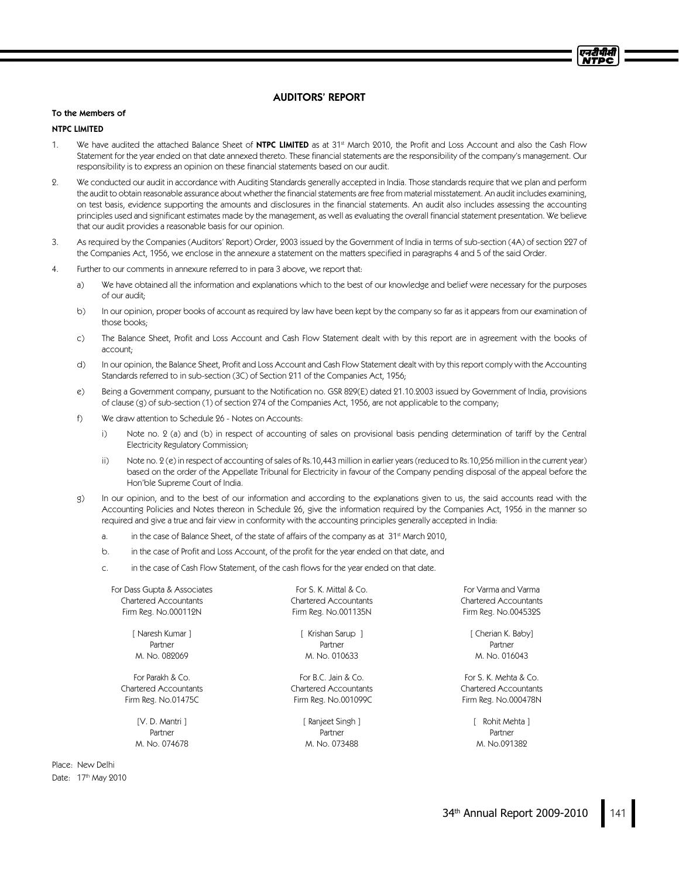# AUDITORS' REPORT

**To the Members of**

**NTPC LIMITED**

1. We have audited the attached Balance Sheet of **NTPC LIMITED** as at 31st March 2010, the Profit and Loss Account and also the Cash Flow Statement for the year ended on that date annexed thereto. These financial statements are the responsibility of the company's management. Our responsibility is to express an opinion on these financial statements based on our audit.

2. We conducted our audit in accordance with Auditing Standards generally accepted in India. Those standards require that we plan and perform the audit to obtain reasonable assurance about whether the financial statements are free from material misstatement. An audit includes examining, on test basis, evidence supporting the amounts and disclosures in the financial statements. An audit also includes assessing the accounting principles used and significant estimates made by the management, as well as evaluating the overall financial statement presentation. We believe that our audit provides a reasonable basis for our opinion.

3. As required by the Companies (Auditors' Report) Order, 2003 issued by the Government of India in terms of sub-section (4A) of section 227 of the Companies Act, 1956, we enclose in the annexure a statement on the matters specified in paragraphs 4 and 5 of the said Order.

4. Further to our comments in annexure referred to in para 3 above, we report that:

   a) We have obtained all the information and explanations which to the best of our knowledge and belief were necessary for the purposes of our audit;

   b) In our opinion, proper books of account as required by law have been kept by the company so far as it appears from our examination of those books;

   c) The Balance Sheet, Profit and Loss Account and Cash Flow Statement dealt with by this report are in agreement with the books of account;

   d) In our opinion, the Balance Sheet, Profit and Loss Account and Cash Flow Statement dealt with by this report comply with the Accounting Standards referred to in sub-section (3C) of Section 211 of the Companies Act, 1956;

   e) Being a Government company, pursuant to the Notification no. GSR 829(E) dated 21.10.2003 issued by Government of India, provisions of clause (g) of sub-section (1) of section 274 of the Companies Act, 1956, are not applicable to the company;

   f) We draw attention to Schedule 26 - Notes on Accounts:

      i) Note no. 2 (a) and (b) in respect of accounting of sales on provisional basis pending determination of tariff by the Central Electricity Regulatory Commission;

      ii) Note no. 2 (e) in respect of accounting of sales of Rs.10,443 million in earlier years (reduced to Rs.10,256 million in the current year) based on the order of the Appellate Tribunal for Electricity in favour of the Company pending disposal of the appeal before the Hon'ble Supreme Court of India.

   g) In our opinion, and to the best of our information and according to the explanations given to us, the said accounts read with the Accounting Policies and Notes thereon in Schedule 26, give the information required by the Companies Act, 1956 in the manner so required and give a true and fair view in conformity with the accounting principles generally accepted in India:

      a. in the case of Balance Sheet, of the state of affairs of the company as at 31st March 2010,

      b. in the case of Profit and Loss Account, of the profit for the year ended on that date, and

      c. in the case of Cash Flow Statement, of the cash flows for the year ended on that date.

For Dass Gupta & Associates
Chartered Accountants
Firm Reg. No.000112N

[ Naresh Kumar ]
Partner
M. No. 082069

For S. K. Mittal & Co.
Chartered Accountants
Firm Reg. No.001135N

[ Krishan Sarup ]
Partner
M. No. 010633

For Varma and Varma
Chartered Accountants
Firm Reg. No.004532S

[ Cherian K. Baby]
Partner
M. No. 016043

For Parakh & Co.
Chartered Accountants
Firm Reg. No.01475C

[V. D. Mantri ]
Partner
M. No. 074678

For B.C. Jain & Co.
Chartered Accountants
Firm Reg. No.001099C

[ Ranjeet Singh ]
Partner
M. No. 073488

For S. K. Mehta & Co.
Chartered Accountants
Firm Reg. No.000478N

[ Rohit Mehta ]
Partner
M. No.091382

Place: New Delhi
Date: 17th May 2010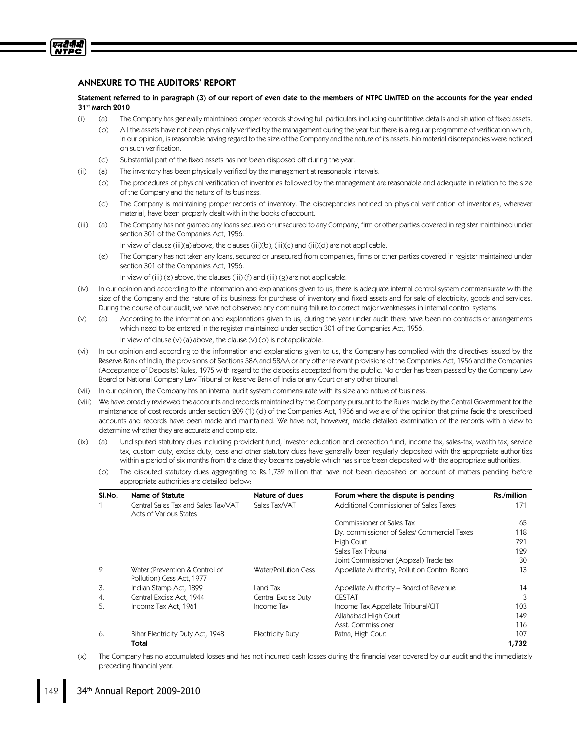## ANNEXURE TO THE AUDITORS' REPORT

**Statement referred to in paragraph (3) of our report of even date to the members of NTPC LIMITED on the accounts for the year ended 31st March 2010**

(i) (a) The Company has generally maintained proper records showing full particulars including quantitative details and situation of fixed assets.

(b) All the assets have not been physically verified by the management during the year but there is a regular programme of verification which, in our opinion, is reasonable having regard to the size of the Company and the nature of its assets. No material discrepancies were noticed on such verification.

(c) Substantial part of the fixed assets has not been disposed off during the year.

(ii) (a) The inventory has been physically verified by the management at reasonable intervals.

(b) The procedures of physical verification of inventories followed by the management are reasonable and adequate in relation to the size of the Company and the nature of its business.

(c) The Company is maintaining proper records of inventory. The discrepancies noticed on physical verification of inventories, wherever material, have been properly dealt with in the books of account.

(iii) (a) The Company has not granted any loans secured or unsecured to any Company, firm or other parties covered in register maintained under section 301 of the Companies Act, 1956.

In view of clause (iii)(a) above, the clauses (iii)(b), (iii)(c) and (iii)(d) are not applicable.

(e) The Company has not taken any loans, secured or unsecured from companies, firms or other parties covered in register maintained under section 301 of the Companies Act, 1956.

In view of (iii) (e) above, the clauses (iii) (f) and (iii) (g) are not applicable.

(iv) In our opinion and according to the information and explanations given to us, there is adequate internal control system commensurate with the size of the Company and the nature of its business for purchase of inventory and fixed assets and for sale of electricity, goods and services. During the course of our audit, we have not observed any continuing failure to correct major weaknesses in internal control systems.

(v) (a) According to the information and explanations given to us, during the year under audit there have been no contracts or arrangements which need to be entered in the register maintained under section 301 of the Companies Act, 1956.

In view of clause (v) (a) above, the clause (v) (b) is not applicable.

(vi) In our opinion and according to the information and explanations given to us, the Company has complied with the directives issued by the Reserve Bank of India, the provisions of Sections 58A and 58AA or any other relevant provisions of the Companies Act, 1956 and the Companies (Acceptance of Deposits) Rules, 1975 with regard to the deposits accepted from the public. No order has been passed by the Company Law Board or National Company Law Tribunal or Reserve Bank of India or any Court or any other tribunal.

(vii) In our opinion, the Company has an internal audit system commensurate with its size and nature of business.

(viii) We have broadly reviewed the accounts and records maintained by the Company pursuant to the Rules made by the Central Government for the maintenance of cost records under section 209 (1) (d) of the Companies Act, 1956 and we are of the opinion that prima facie the prescribed accounts and records have been made and maintained. We have not, however, made detailed examination of the records with a view to determine whether they are accurate and complete.

(ix) (a) Undisputed statutory dues including provident fund, investor education and protection fund, income tax, sales-tax, wealth tax, service tax, custom duty, excise duty, cess and other statutory dues have generally been regularly deposited with the appropriate authorities within a period of six months from the date they became payable which has since been deposited with the appropriate authorities.

(b) The disputed statutory dues aggregating to Rs.1,732 million that have not been deposited on account of matters pending before appropriate authorities are detailed below:

| Sl.No. | Name of Statute | Nature of dues | Forum where the dispute is pending | Rs./million |
|---|---|---|---|---|
| 1 | Central Sales Tax and Sales Tax/VAT Acts of Various States | Sales Tax/VAT | Additional Commissioner of Sales Taxes | 171 |
| | | | Commissioner of Sales Tax | 65 |
| | | | Dy. commissioner of Sales/ Commercial Taxes | 118 |
| | | | High Court | 721 |
| | | | Sales Tax Tribunal | 129 |
| | | | Joint Commissioner (Appeal) Trade tax | 30 |
| 2 | Water (Prevention & Control of Pollution) Cess Act, 1977 | Water/Pollution Cess | Appellate Authority, Pollution Control Board | 13 |
| 3. | Indian Stamp Act, 1899 | Land Tax | Appellate Authority – Board of Revenue | 14 |
| 4. | Central Excise Act, 1944 | Central Excise Duty | CESTAT | 3 |
| 5. | Income Tax Act, 1961 | Income Tax | Income Tax Appellate Tribunal/CIT | 103 |
| | | | Allahabad High Court | 142 |
| | | | Asst. Commissioner | 116 |
| 6. | Bihar Electricity Duty Act, 1948 | Electricity Duty | Patna, High Court | 107 |
| | **Total** | | | **1,732** |

(x) The Company has no accumulated losses and has not incurred cash losses during the financial year covered by our audit and the immediately preceding financial year.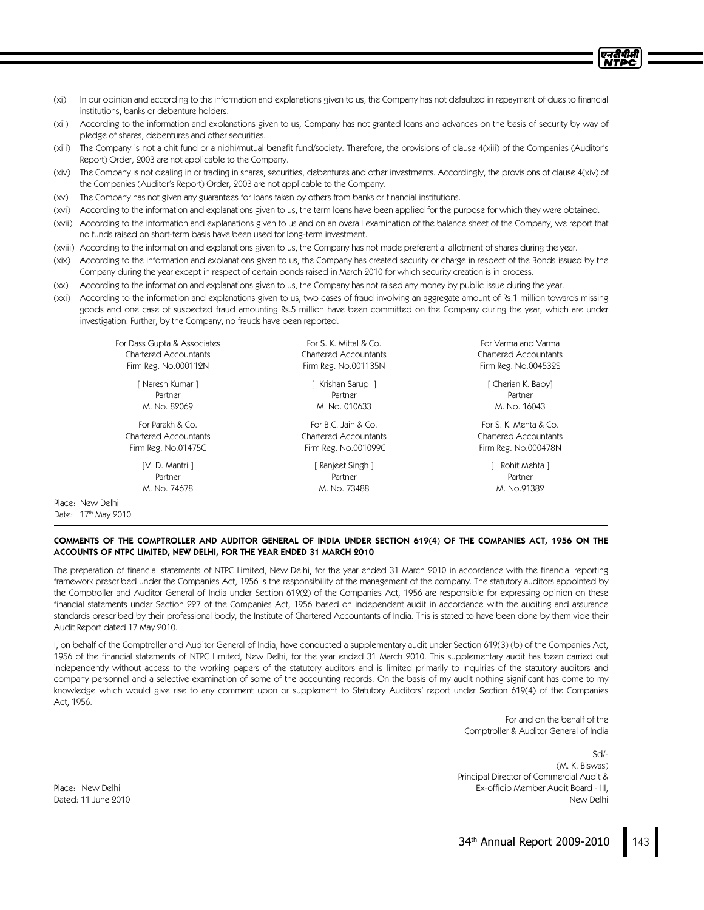(xi) In our opinion and according to the information and explanations given to us, the Company has not defaulted in repayment of dues to financial institutions, banks or debenture holders.

(xii) According to the information and explanations given to us, Company has not granted loans and advances on the basis of security by way of pledge of shares, debentures and other securities.

(xiii) The Company is not a chit fund or a nidhi/mutual benefit fund/society. Therefore, the provisions of clause 4(xiii) of the Companies (Auditor's Report) Order, 2003 are not applicable to the Company.

(xiv) The Company is not dealing in or trading in shares, securities, debentures and other investments. Accordingly, the provisions of clause 4(xiv) of the Companies (Auditor's Report) Order, 2003 are not applicable to the Company.

(xv) The Company has not given any guarantees for loans taken by others from banks or financial institutions.

(xvi) According to the information and explanations given to us, the term loans have been applied for the purpose for which they were obtained.

(xvii) According to the information and explanations given to us and on an overall examination of the balance sheet of the Company, we report that no funds raised on short-term basis have been used for long-term investment.

(xviii) According to the information and explanations given to us, the Company has not made preferential allotment of shares during the year.

(xix) According to the information and explanations given to us, the Company has created security or charge in respect of the Bonds issued by the Company during the year except in respect of certain bonds raised in March 2010 for which security creation is in process.

(xx) According to the information and explanations given to us, the Company has not raised any money by public issue during the year.

(xxi) According to the information and explanations given to us, two cases of fraud involving an aggregate amount of Rs.1 million towards missing goods and one case of suspected fraud amounting Rs.5 million have been committed on the Company during the year, which are under investigation. Further, by the Company, no frauds have been reported.

| | | |
|---|---|---|
| For Dass Gupta & Associates<br>Chartered Accountants<br>Firm Reg. No.000112N | For S. K. Mittal & Co.<br>Chartered Accountants<br>Firm Reg. No.001135N | For Varma and Varma<br>Chartered Accountants<br>Firm Reg. No.004532S |
| [ Naresh Kumar ]<br>Partner<br>M. No. 82069 | [ Krishan Sarup ]<br>Partner<br>M. No. 010633 | [ Cherian K. Baby]<br>Partner<br>M. No. 16043 |
| For Parakh & Co.<br>Chartered Accountants<br>Firm Reg. No.01475C | For B.C. Jain & Co.<br>Chartered Accountants<br>Firm Reg. No.001099C | For S. K. Mehta & Co.<br>Chartered Accountants<br>Firm Reg. No.000478N |
| [V. D. Mantri ]<br>Partner<br>M. No. 74678 | [ Ranjeet Singh ]<br>Partner<br>M. No. 73488 | [ Rohit Mehta ]<br>Partner<br>M. No.91382 |

Place: New Delhi
Date: 17th May 2010

**COMMENTS OF THE COMPTROLLER AND AUDITOR GENERAL OF INDIA UNDER SECTION 619(4) OF THE COMPANIES ACT, 1956 ON THE ACCOUNTS OF NTPC LIMITED, NEW DELHI, FOR THE YEAR ENDED 31 MARCH 2010**

The preparation of financial statements of NTPC Limited, New Delhi, for the year ended 31 March 2010 in accordance with the financial reporting framework prescribed under the Companies Act, 1956 is the responsibility of the management of the company. The statutory auditors appointed by the Comptroller and Auditor General of India under Section 619(2) of the Companies Act, 1956 are responsible for expressing opinion on these financial statements under Section 227 of the Companies Act, 1956 based on independent audit in accordance with the auditing and assurance standards prescribed by their professional body, the Institute of Chartered Accountants of India. This is stated to have been done by them vide their Audit Report dated 17 May 2010.

I, on behalf of the Comptroller and Auditor General of India, have conducted a supplementary audit under Section 619(3) (b) of the Companies Act, 1956 of the financial statements of NTPC Limited, New Delhi, for the year ended 31 March 2010. This supplementary audit has been carried out independently without access to the working papers of the statutory auditors and is limited primarily to inquiries of the statutory auditors and company personnel and a selective examination of some of the accounting records. On the basis of my audit nothing significant has come to my knowledge which would give rise to any comment upon or supplement to Statutory Auditors' report under Section 619(4) of the Companies Act, 1956.

For and on the behalf of the
Comptroller & Auditor General of India

Sd/-
(M. K. Biswas)
Principal Director of Commercial Audit &
Ex-officio Member Audit Board - III,
New Delhi

Place: New Delhi
Dated: 11 June 2010